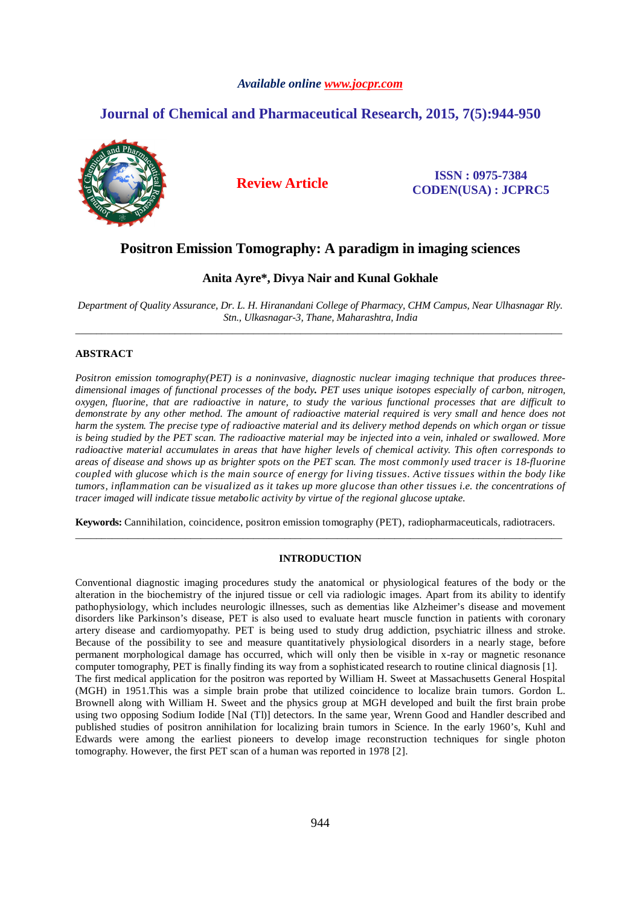*Available online www.jocpr.com*

**Journal of Chemical and Pharmaceutical Research, 2015, 7(5):944-950**

**Review Article**

**ISSN : 0975-7384**
**CODEN(USA) : JCPRC5**

# Positron Emission Tomography: A paradigm in imaging sciences

**Anita Ayre\*, Divya Nair and Kunal Gokhale**

*Department of Quality Assurance, Dr. L. H. Hiranandani College of Pharmacy, CHM Campus, Near Ulhasnagar Rly. Stn., Ulkasnagar-3, Thane, Maharashtra, India*

---

## ABSTRACT

*Positron emission tomography(PET) is a noninvasive, diagnostic nuclear imaging technique that produces three-dimensional images of functional processes of the body. PET uses unique isotopes especially of carbon, nitrogen, oxygen, fluorine, that are radioactive in nature, to study the various functional processes that are difficult to demonstrate by any other method. The amount of radioactive material required is very small and hence does not harm the system. The precise type of radioactive material and its delivery method depends on which organ or tissue is being studied by the PET scan. The radioactive material may be injected into a vein, inhaled or swallowed. More radioactive material accumulates in areas that have higher levels of chemical activity. This often corresponds to areas of disease and shows up as brighter spots on the PET scan. The most commonly used tracer is 18-fluorine coupled with glucose which is the main source of energy for living tissues. Active tissues within the body like tumors, inflammation can be visualized as it takes up more glucose than other tissues i.e. the concentrations of tracer imaged will indicate tissue metabolic activity by virtue of the regional glucose uptake.*

**Keywords:** Cannihilation, coincidence, positron emission tomography (PET), radiopharmaceuticals, radiotracers.

---

## INTRODUCTION

Conventional diagnostic imaging procedures study the anatomical or physiological features of the body or the alteration in the biochemistry of the injured tissue or cell via radiologic images. Apart from its ability to identify pathophysiology, which includes neurologic illnesses, such as dementias like Alzheimer's disease and movement disorders like Parkinson's disease, PET is also used to evaluate heart muscle function in patients with coronary artery disease and cardiomyopathy. PET is being used to study drug addiction, psychiatric illness and stroke. Because of the possibility to see and measure quantitatively physiological disorders in a nearly stage, before permanent morphological damage has occurred, which will only then be visible in x-ray or magnetic resonance computer tomography, PET is finally finding its way from a sophisticated research to routine clinical diagnosis [1].

The first medical application for the positron was reported by William H. Sweet at Massachusetts General Hospital (MGH) in 1951.This was a simple brain probe that utilized coincidence to localize brain tumors. Gordon L. Brownell along with William H. Sweet and the physics group at MGH developed and built the first brain probe using two opposing Sodium Iodide [NaI (Tl)] detectors. In the same year, Wrenn Good and Handler described and published studies of positron annihilation for localizing brain tumors in Science. In the early 1960's, Kuhl and Edwards were among the earliest pioneers to develop image reconstruction techniques for single photon tomography. However, the first PET scan of a human was reported in 1978 [2].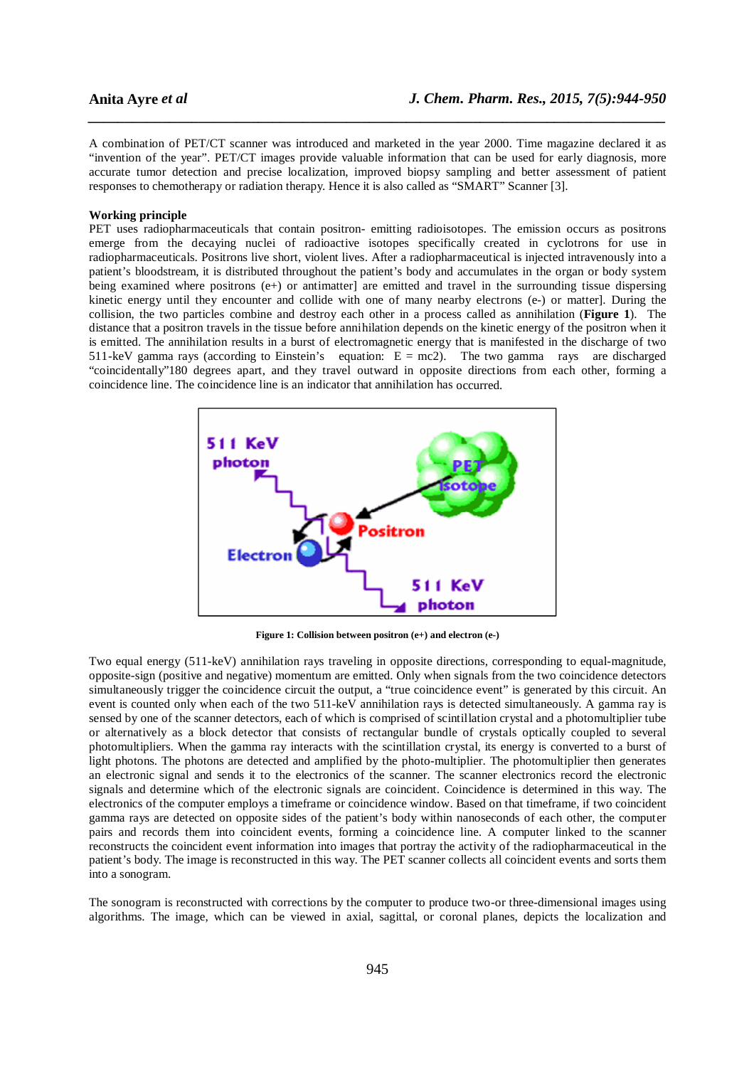A combination of PET/CT scanner was introduced and marketed in the year 2000. Time magazine declared it as "invention of the year". PET/CT images provide valuable information that can be used for early diagnosis, more accurate tumor detection and precise localization, improved biopsy sampling and better assessment of patient responses to chemotherapy or radiation therapy. Hence it is also called as "SMART" Scanner [3].

**Working principle**

PET uses radiopharmaceuticals that contain positron- emitting radioisotopes. The emission occurs as positrons emerge from the decaying nuclei of radioactive isotopes specifically created in cyclotrons for use in radiopharmaceuticals. Positrons live short, violent lives. After a radiopharmaceutical is injected intravenously into a patient's bloodstream, it is distributed throughout the patient's body and accumulates in the organ or body system being examined where positrons (e+) or antimatter] are emitted and travel in the surrounding tissue dispersing kinetic energy until they encounter and collide with one of many nearby electrons (e-) or matter]. During the collision, the two particles combine and destroy each other in a process called as annihilation (**Figure 1**). The distance that a positron travels in the tissue before annihilation depends on the kinetic energy of the positron when it is emitted. The annihilation results in a burst of electromagnetic energy that is manifested in the discharge of two 511-keV gamma rays (according to Einstein's equation: $E = mc2$). The two gamma rays are discharged "coincidentally"180 degrees apart, and they travel outward in opposite directions from each other, forming a coincidence line. The coincidence line is an indicator that annihilation has occurred.

**Figure 1: Collision between positron (e+) and electron (e-)**

Two equal energy (511-keV) annihilation rays traveling in opposite directions, corresponding to equal-magnitude, opposite-sign (positive and negative) momentum are emitted. Only when signals from the two coincidence detectors simultaneously trigger the coincidence circuit the output, a "true coincidence event" is generated by this circuit. An event is counted only when each of the two 511-keV annihilation rays is detected simultaneously. A gamma ray is sensed by one of the scanner detectors, each of which is comprised of scintillation crystal and a photomultiplier tube or alternatively as a block detector that consists of rectangular bundle of crystals optically coupled to several photomultipliers. When the gamma ray interacts with the scintillation crystal, its energy is converted to a burst of light photons. The photons are detected and amplified by the photo-multiplier. The photomultiplier then generates an electronic signal and sends it to the electronics of the scanner. The scanner electronics record the electronic signals and determine which of the electronic signals are coincident. Coincidence is determined in this way. The electronics of the computer employs a timeframe or coincidence window. Based on that timeframe, if two coincident gamma rays are detected on opposite sides of the patient's body within nanoseconds of each other, the computer pairs and records them into coincident events, forming a coincidence line. A computer linked to the scanner reconstructs the coincident event information into images that portray the activity of the radiopharmaceutical in the patient's body. The image is reconstructed in this way. The PET scanner collects all coincident events and sorts them into a sonogram.

The sonogram is reconstructed with corrections by the computer to produce two-or three-dimensional images using algorithms. The image, which can be viewed in axial, sagittal, or coronal planes, depicts the localization and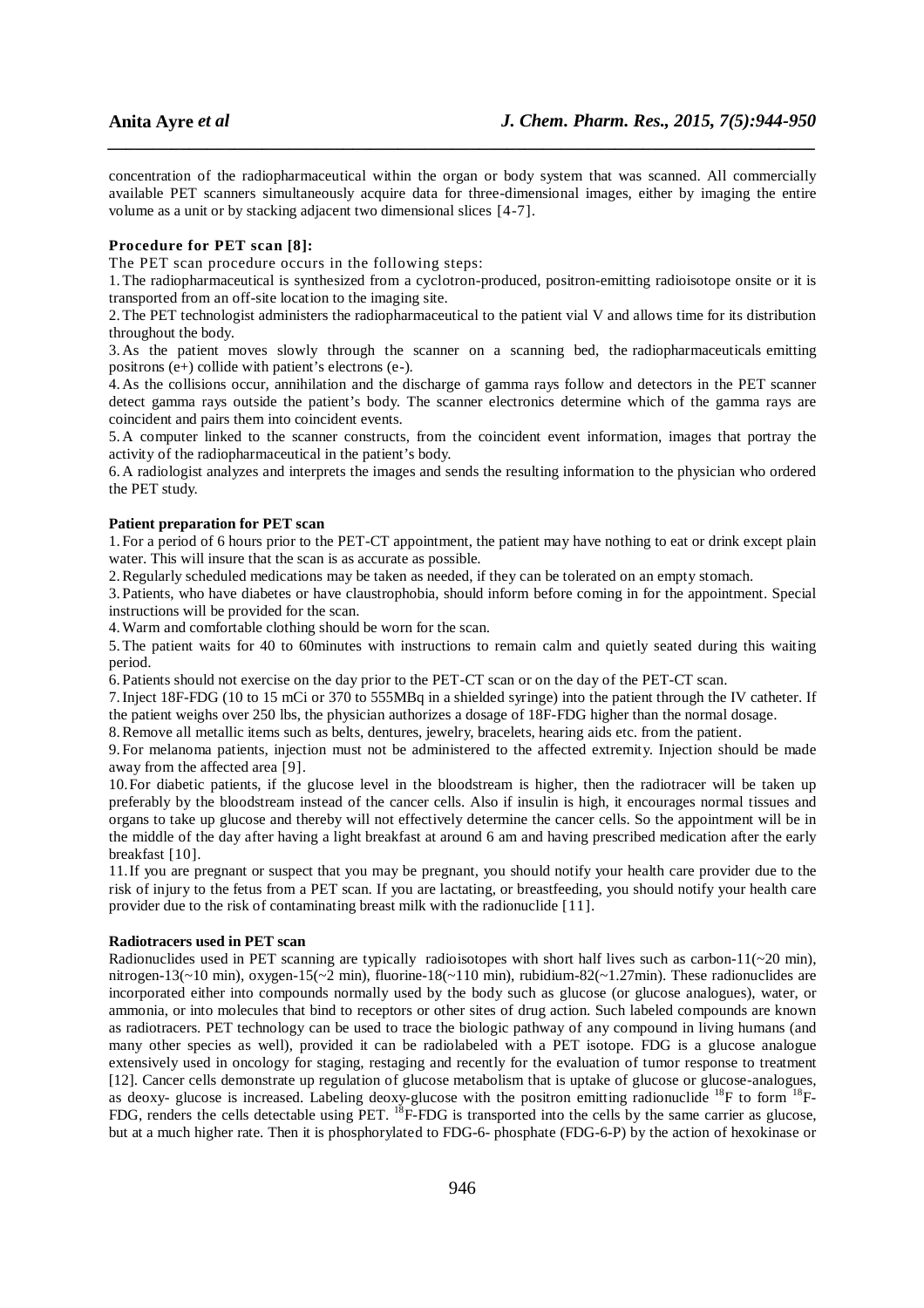concentration of the radiopharmaceutical within the organ or body system that was scanned. All commercially available PET scanners simultaneously acquire data for three-dimensional images, either by imaging the entire volume as a unit or by stacking adjacent two dimensional slices [4-7].

**Procedure for PET scan [8]:**

The PET scan procedure occurs in the following steps:

1. The radiopharmaceutical is synthesized from a cyclotron-produced, positron-emitting radioisotope onsite or it is transported from an off-site location to the imaging site.
2. The PET technologist administers the radiopharmaceutical to the patient vial V and allows time for its distribution throughout the body.
3. As the patient moves slowly through the scanner on a scanning bed, the radiopharmaceuticals emitting positrons (e+) collide with patient's electrons (e-).
4. As the collisions occur, annihilation and the discharge of gamma rays follow and detectors in the PET scanner detect gamma rays outside the patient's body. The scanner electronics determine which of the gamma rays are coincident and pairs them into coincident events.
5. A computer linked to the scanner constructs, from the coincident event information, images that portray the activity of the radiopharmaceutical in the patient's body.
6. A radiologist analyzes and interprets the images and sends the resulting information to the physician who ordered the PET study.

**Patient preparation for PET scan**

1. For a period of 6 hours prior to the PET-CT appointment, the patient may have nothing to eat or drink except plain water. This will insure that the scan is as accurate as possible.
2. Regularly scheduled medications may be taken as needed, if they can be tolerated on an empty stomach.
3. Patients, who have diabetes or have claustrophobia, should inform before coming in for the appointment. Special instructions will be provided for the scan.
4. Warm and comfortable clothing should be worn for the scan.
5. The patient waits for 40 to 60minutes with instructions to remain calm and quietly seated during this waiting period.
6. Patients should not exercise on the day prior to the PET-CT scan or on the day of the PET-CT scan.
7. Inject 18F-FDG (10 to 15 mCi or 370 to 555MBq in a shielded syringe) into the patient through the IV catheter. If the patient weighs over 250 lbs, the physician authorizes a dosage of 18F-FDG higher than the normal dosage.
8. Remove all metallic items such as belts, dentures, jewelry, bracelets, hearing aids etc. from the patient.
9. For melanoma patients, injection must not be administered to the affected extremity. Injection should be made away from the affected area [9].
10. For diabetic patients, if the glucose level in the bloodstream is higher, then the radiotracer will be taken up preferably by the bloodstream instead of the cancer cells. Also if insulin is high, it encourages normal tissues and organs to take up glucose and thereby will not effectively determine the cancer cells. So the appointment will be in the middle of the day after having a light breakfast at around 6 am and having prescribed medication after the early breakfast [10].
11. If you are pregnant or suspect that you may be pregnant, you should notify your health care provider due to the risk of injury to the fetus from a PET scan. If you are lactating, or breastfeeding, you should notify your health care provider due to the risk of contaminating breast milk with the radionuclide [11].

**Radiotracers used in PET scan**

Radionuclides used in PET scanning are typically radioisotopes with short half lives such as carbon-11(~20 min), nitrogen-13(~10 min), oxygen-15(~2 min), fluorine-18(~110 min), rubidium-82(~1.27min). These radionuclides are incorporated either into compounds normally used by the body such as glucose (or glucose analogues), water, or ammonia, or into molecules that bind to receptors or other sites of drug action. Such labeled compounds are known as radiotracers. PET technology can be used to trace the biologic pathway of any compound in living humans (and many other species as well), provided it can be radiolabeled with a PET isotope. FDG is a glucose analogue extensively used in oncology for staging, restaging and recently for the evaluation of tumor response to treatment [12]. Cancer cells demonstrate up regulation of glucose metabolism that is uptake of glucose or glucose-analogues, as deoxy- glucose is increased. Labeling deoxy-glucose with the positron emitting radionuclide $^{18}$F to form $^{18}$F-FDG, renders the cells detectable using PET. $^{18}$F-FDG is transported into the cells by the same carrier as glucose, but at a much higher rate. Then it is phosphorylated to FDG-6- phosphate (FDG-6-P) by the action of hexokinase or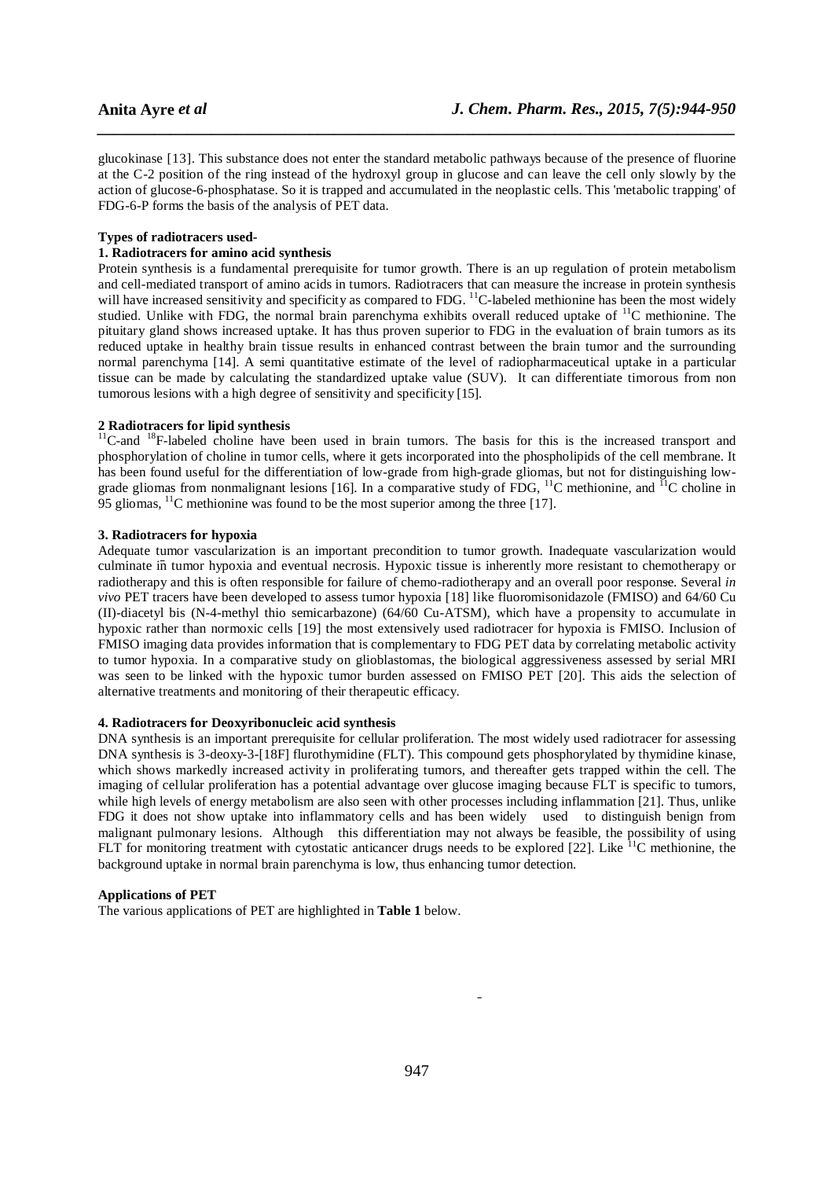glucokinase [13]. This substance does not enter the standard metabolic pathways because of the presence of fluorine at the C-2 position of the ring instead of the hydroxyl group in glucose and can leave the cell only slowly by the action of glucose-6-phosphatase. So it is trapped and accumulated in the neoplastic cells. This 'metabolic trapping' of FDG-6-P forms the basis of the analysis of PET data.

**Types of radiotracers used-**

**1. Radiotracers for amino acid synthesis**

Protein synthesis is a fundamental prerequisite for tumor growth. There is an up regulation of protein metabolism and cell-mediated transport of amino acids in tumors. Radiotracers that can measure the increase in protein synthesis will have increased sensitivity and specificity as compared to FDG. $^{11}$C-labeled methionine has been the most widely studied. Unlike with FDG, the normal brain parenchyma exhibits overall reduced uptake of $^{11}$C methionine. The pituitary gland shows increased uptake. It has thus proven superior to FDG in the evaluation of brain tumors as its reduced uptake in healthy brain tissue results in enhanced contrast between the brain tumor and the surrounding normal parenchyma [14]. A semi quantitative estimate of the level of radiopharmaceutical uptake in a particular tissue can be made by calculating the standardized uptake value (SUV). It can differentiate timorous from non tumorous lesions with a high degree of sensitivity and specificity [15].

**2 Radiotracers for lipid synthesis**

$^{11}$C-and $^{18}$F-labeled choline have been used in brain tumors. The basis for this is the increased transport and phosphorylation of choline in tumor cells, where it gets incorporated into the phospholipids of the cell membrane. It has been found useful for the differentiation of low-grade from high-grade gliomas, but not for distinguishing low-grade gliomas from nonmalignant lesions [16]. In a comparative study of FDG, $^{11}$C methionine, and $^{11}$C choline in 95 gliomas, $^{11}$C methionine was found to be the most superior among the three [17].

**3. Radiotracers for hypoxia**

Adequate tumor vascularization is an important precondition to tumor growth. Inadequate vascularization would culminate in tumor hypoxia and eventual necrosis. Hypoxic tissue is inherently more resistant to chemotherapy or radiotherapy and this is often responsible for failure of chemo-radiotherapy and an overall poor response. Several *in vivo* PET tracers have been developed to assess tumor hypoxia [18] like fluoromisonidazole (FMISO) and 64/60 Cu (II)-diacetyl bis (N-4-methyl thio semicarbazone) (64/60 Cu-ATSM), which have a propensity to accumulate in hypoxic rather than normoxic cells [19] the most extensively used radiotracer for hypoxia is FMISO. Inclusion of FMISO imaging data provides information that is complementary to FDG PET data by correlating metabolic activity to tumor hypoxia. In a comparative study on glioblastomas, the biological aggressiveness assessed by serial MRI was seen to be linked with the hypoxic tumor burden assessed on FMISO PET [20]. This aids the selection of alternative treatments and monitoring of their therapeutic efficacy.

**4. Radiotracers for Deoxyribonucleic acid synthesis**

DNA synthesis is an important prerequisite for cellular proliferation. The most widely used radiotracer for assessing DNA synthesis is 3-deoxy-3-[18F] flurothymidine (FLT). This compound gets phosphorylated by thymidine kinase, which shows markedly increased activity in proliferating tumors, and thereafter gets trapped within the cell. The imaging of cellular proliferation has a potential advantage over glucose imaging because FLT is specific to tumors, while high levels of energy metabolism are also seen with other processes including inflammation [21]. Thus, unlike FDG it does not show uptake into inflammatory cells and has been widely used to distinguish benign from malignant pulmonary lesions. Although this differentiation may not always be feasible, the possibility of using FLT for monitoring treatment with cytostatic anticancer drugs needs to be explored [22]. Like $^{11}$C methionine, the background uptake in normal brain parenchyma is low, thus enhancing tumor detection.

**Applications of PET**

The various applications of PET are highlighted in **Table 1** below.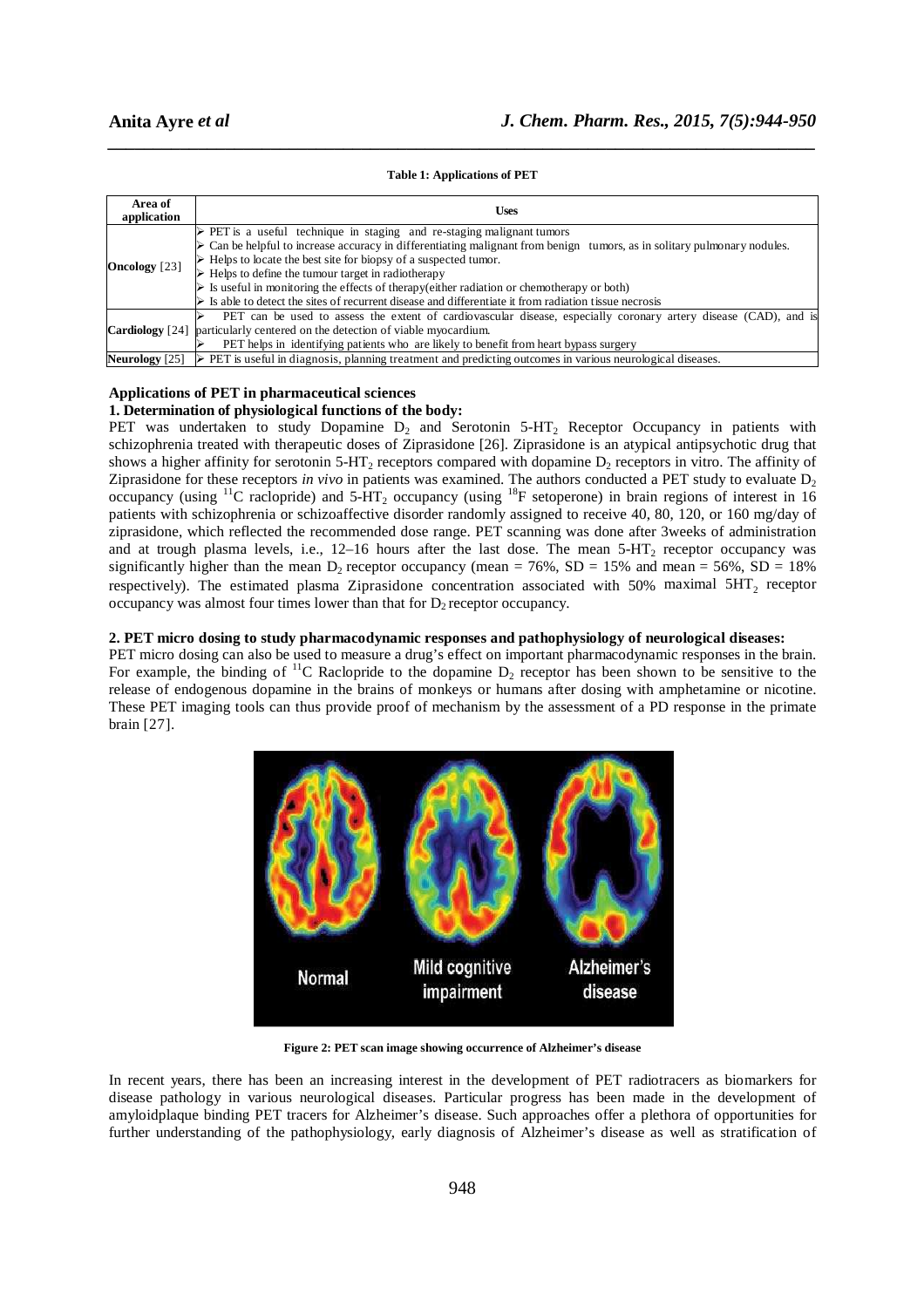**Table 1: Applications of PET**

| Area of application | Uses |
|---|---|
| **Oncology** [23] | ➢ PET is a useful technique in staging and re-staging malignant tumors<br>➢ Can be helpful to increase accuracy in differentiating malignant from benign tumors, as in solitary pulmonary nodules.<br>➢ Helps to locate the best site for biopsy of a suspected tumor.<br>➢ Helps to define the tumour target in radiotherapy<br>➢ Is useful in monitoring the effects of therapy(either radiation or chemotherapy or both)<br>➢ Is able to detect the sites of recurrent disease and differentiate it from radiation tissue necrosis |
| **Cardiology** [24] | ➢ PET can be used to assess the extent of cardiovascular disease, especially coronary artery disease (CAD), and is particularly centered on the detection of viable myocardium.<br>➢ PET helps in identifying patients who are likely to benefit from heart bypass surgery |
| **Neurology** [25] | ➢ PET is useful in diagnosis, planning treatment and predicting outcomes in various neurological diseases. |

**Applications of PET in pharmaceutical sciences**

**1. Determination of physiological functions of the body:**

PET was undertaken to study Dopamine $D_2$ and Serotonin 5-$HT_2$ Receptor Occupancy in patients with schizophrenia treated with therapeutic doses of Ziprasidone [26]. Ziprasidone is an atypical antipsychotic drug that shows a higher affinity for serotonin 5-$HT_2$ receptors compared with dopamine $D_2$ receptors in vitro. The affinity of Ziprasidone for these receptors *in vivo* in patients was examined. The authors conducted a PET study to evaluate $D_2$ occupancy (using $^{11}$C raclopride) and 5-$HT_2$ occupancy (using $^{18}$F setoperone) in brain regions of interest in 16 patients with schizophrenia or schizoaffective disorder randomly assigned to receive 40, 80, 120, or 160 mg/day of ziprasidone, which reflected the recommended dose range. PET scanning was done after 3weeks of administration and at trough plasma levels, i.e., 12–16 hours after the last dose. The mean 5-$HT_2$ receptor occupancy was significantly higher than the mean $D_2$ receptor occupancy (mean = 76%, SD = 15% and mean = 56%, SD = 18% respectively). The estimated plasma Ziprasidone concentration associated with 50% maximal 5$HT_2$ receptor occupancy was almost four times lower than that for $D_2$ receptor occupancy.

**2. PET micro dosing to study pharmacodynamic responses and pathophysiology of neurological diseases:**

PET micro dosing can also be used to measure a drug's effect on important pharmacodynamic responses in the brain. For example, the binding of $^{11}$C Raclopride to the dopamine $D_2$ receptor has been shown to be sensitive to the release of endogenous dopamine in the brains of monkeys or humans after dosing with amphetamine or nicotine. These PET imaging tools can thus provide proof of mechanism by the assessment of a PD response in the primate brain [27].

**Figure 2: PET scan image showing occurrence of Alzheimer's disease**

In recent years, there has been an increasing interest in the development of PET radiotracers as biomarkers for disease pathology in various neurological diseases. Particular progress has been made in the development of amyloidplaque binding PET tracers for Alzheimer's disease. Such approaches offer a plethora of opportunities for further understanding of the pathophysiology, early diagnosis of Alzheimer's disease as well as stratification of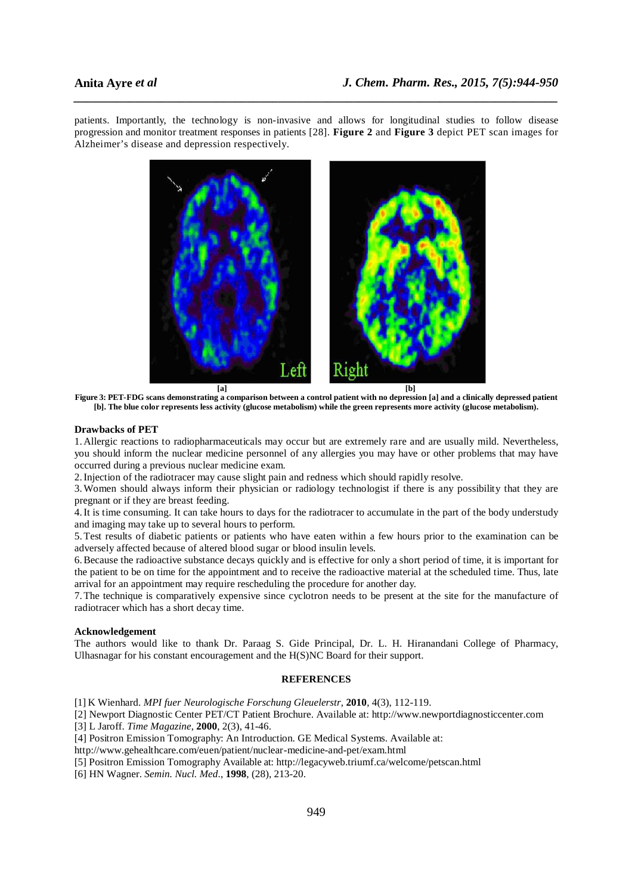patients. Importantly, the technology is non-invasive and allows for longitudinal studies to follow disease progression and monitor treatment responses in patients [28]. **Figure 2** and **Figure 3** depict PET scan images for Alzheimer's disease and depression respectively.

**Figure 3: PET-FDG scans demonstrating a comparison between a control patient with no depression [a] and a clinically depressed patient [b]. The blue color represents less activity (glucose metabolism) while the green represents more activity (glucose metabolism).**

## Drawbacks of PET

1. Allergic reactions to radiopharmaceuticals may occur but are extremely rare and are usually mild. Nevertheless, you should inform the nuclear medicine personnel of any allergies you may have or other problems that may have occurred during a previous nuclear medicine exam.
2. Injection of the radiotracer may cause slight pain and redness which should rapidly resolve.
3. Women should always inform their physician or radiology technologist if there is any possibility that they are pregnant or if they are breast feeding.
4. It is time consuming. It can take hours to days for the radiotracer to accumulate in the part of the body understudy and imaging may take up to several hours to perform.
5. Test results of diabetic patients or patients who have eaten within a few hours prior to the examination can be adversely affected because of altered blood sugar or blood insulin levels.
6. Because the radioactive substance decays quickly and is effective for only a short period of time, it is important for the patient to be on time for the appointment and to receive the radioactive material at the scheduled time. Thus, late arrival for an appointment may require rescheduling the procedure for another day.
7. The technique is comparatively expensive since cyclotron needs to be present at the site for the manufacture of radiotracer which has a short decay time.

## Acknowledgement

The authors would like to thank Dr. Paraag S. Gide Principal, Dr. L. H. Hiranandani College of Pharmacy, Ulhasnagar for his constant encouragement and the H(S)NC Board for their support.

## REFERENCES

[1] K Wienhard. *MPI fuer Neurologische Forschung Gleuelerstr*, **2010**, 4(3), 112-119.
[2] Newport Diagnostic Center PET/CT Patient Brochure. Available at: http://www.newportdiagnosticcenter.com
[3] L Jaroff. *Time Magazine*, **2000**, 2(3), 41-46.
[4] Positron Emission Tomography: An Introduction. GE Medical Systems. Available at: http://www.gehealthcare.com/euen/patient/nuclear-medicine-and-pet/exam.html
[5] Positron Emission Tomography Available at: http://legacyweb.triumf.ca/welcome/petscan.html
[6] HN Wagner. *Semin. Nucl. Med*., **1998**, (28), 213-20.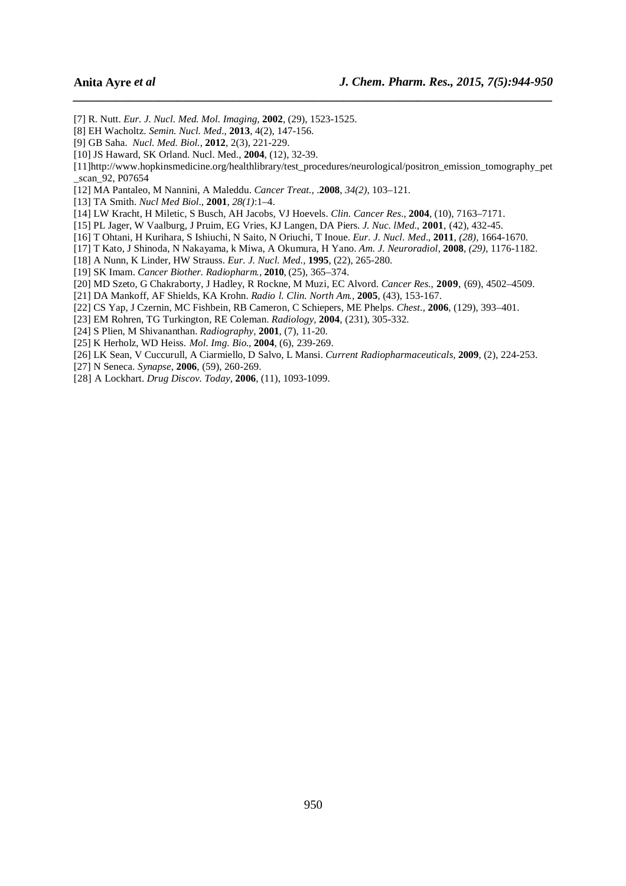[7] R. Nutt. *Eur. J. Nucl. Med. Mol. Imaging*, **2002**, (29), 1523-1525.
[8] EH Wacholtz. *Semin. Nucl. Med*., **2013**, 4(2), 147-156.
[9] GB Saha. *Nucl. Med. Biol.*, **2012**, 2(3), 221-229.
[10] JS Haward, SK Orland. Nucl. Med., **2004**, (12), 32-39.
[11]http://www.hopkinsmedicine.org/healthlibrary/test_procedures/neurological/positron_emission_tomography_pet_scan_92, P07654
[12] MA Pantaleo, M Nannini, A Maleddu. *Cancer Treat.*, .**2008**, *34(2)*, 103–121.
[13] TA Smith. *Nucl Med Biol*., **2001**, *28(1)*:1–4.
[14] LW Kracht, H Miletic, S Busch, AH Jacobs, VJ Hoevels. *Clin. Cancer Res*., **2004**, (10), 7163–7171.
[15] PL Jager, W Vaalburg, J Pruim, EG Vries, KJ Langen, DA Piers. *J. Nuc. lMed*., **2001**, (42), 432-45.
[16] T Ohtani, H Kurihara, S Ishiuchi, N Saito, N Oriuchi, T Inoue. *Eur. J. Nucl. Med*., **2011**, *(28)*, 1664-1670.
[17] T Kato, J Shinoda, N Nakayama, k Miwa, A Okumura, H Yano. *Am. J. Neuroradiol*, **2008**, *(29)*, 1176-1182.
[18] A Nunn, K Linder, HW Strauss. *Eur. J. Nucl. Med.*, **1995**, (22), 265-280.
[19] SK Imam. *Cancer Biother. Radiopharm.*, **2010**, (25), 365–374.
[20] MD Szeto, G Chakraborty, J Hadley, R Rockne, M Muzi, EC Alvord. *Cancer Res.*, **2009**, (69), 4502–4509.
[21] DA Mankoff, AF Shields, KA Krohn. *Radio l. Clin. North Am.*, **2005**, (43), 153-167.
[22] CS Yap, J Czernin, MC Fishbein, RB Cameron, C Schiepers, ME Phelps. *Chest.*, **2006**, (129), 393–401.
[23] EM Rohren, TG Turkington, RE Coleman. *Radiology*, **2004**, (231), 305-332.
[24] S Plien, M Shivananthan. *Radiography*, **2001**, (7), 11-20.
[25] K Herholz, WD Heiss. *Mol. Img. Bio.*, **2004**, (6), 239-269.
[26] LK Sean, V Cuccurull, A Ciarmiello, D Salvo, L Mansi. *Current Radiopharmaceuticals*, **2009**, (2), 224-253.
[27] N Seneca. *Synapse*, **2006**, (59), 260-269.
[28] A Lockhart. *Drug Discov. Today*, **2006**, (11), 1093-1099.